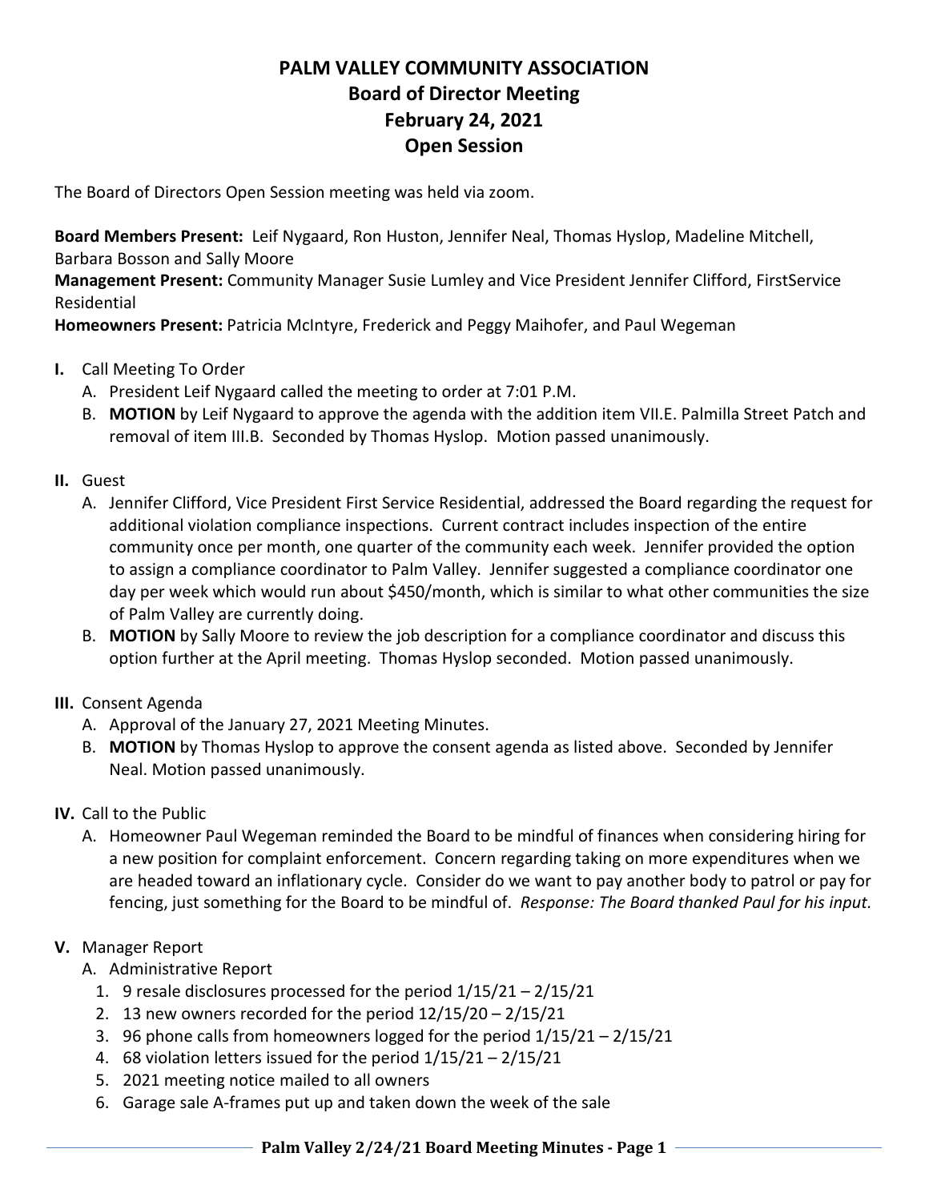# PALM VALLEY COMMUNITY ASSOCIATION
## Board of Director Meeting
## February 24, 2021
## Open Session

The Board of Directors Open Session meeting was held via zoom.

**Board Members Present:** Leif Nygaard, Ron Huston, Jennifer Neal, Thomas Hyslop, Madeline Mitchell, Barbara Bosson and Sally Moore
**Management Present:** Community Manager Susie Lumley and Vice President Jennifer Clifford, FirstService Residential
**Homeowners Present:** Patricia McIntyre, Frederick and Peggy Maihofer, and Paul Wegeman

**I.** Call Meeting To Order
   A. President Leif Nygaard called the meeting to order at 7:01 P.M.
   B. **MOTION** by Leif Nygaard to approve the agenda with the addition item VII.E. Palmilla Street Patch and removal of item III.B. Seconded by Thomas Hyslop. Motion passed unanimously.

**II.** Guest
   A. Jennifer Clifford, Vice President First Service Residential, addressed the Board regarding the request for additional violation compliance inspections. Current contract includes inspection of the entire community once per month, one quarter of the community each week. Jennifer provided the option to assign a compliance coordinator to Palm Valley. Jennifer suggested a compliance coordinator one day per week which would run about $450/month, which is similar to what other communities the size of Palm Valley are currently doing.
   B. **MOTION** by Sally Moore to review the job description for a compliance coordinator and discuss this option further at the April meeting. Thomas Hyslop seconded. Motion passed unanimously.

**III.** Consent Agenda
   A. Approval of the January 27, 2021 Meeting Minutes.
   B. **MOTION** by Thomas Hyslop to approve the consent agenda as listed above. Seconded by Jennifer Neal. Motion passed unanimously.

**IV.** Call to the Public
   A. Homeowner Paul Wegeman reminded the Board to be mindful of finances when considering hiring for a new position for complaint enforcement. Concern regarding taking on more expenditures when we are headed toward an inflationary cycle. Consider do we want to pay another body to patrol or pay for fencing, just something for the Board to be mindful of. *Response: The Board thanked Paul for his input.*

**V.** Manager Report
   A. Administrative Report
      1. 9 resale disclosures processed for the period 1/15/21 – 2/15/21
      2. 13 new owners recorded for the period 12/15/20 – 2/15/21
      3. 96 phone calls from homeowners logged for the period 1/15/21 – 2/15/21
      4. 68 violation letters issued for the period 1/15/21 – 2/15/21
      5. 2021 meeting notice mailed to all owners
      6. Garage sale A-frames put up and taken down the week of the sale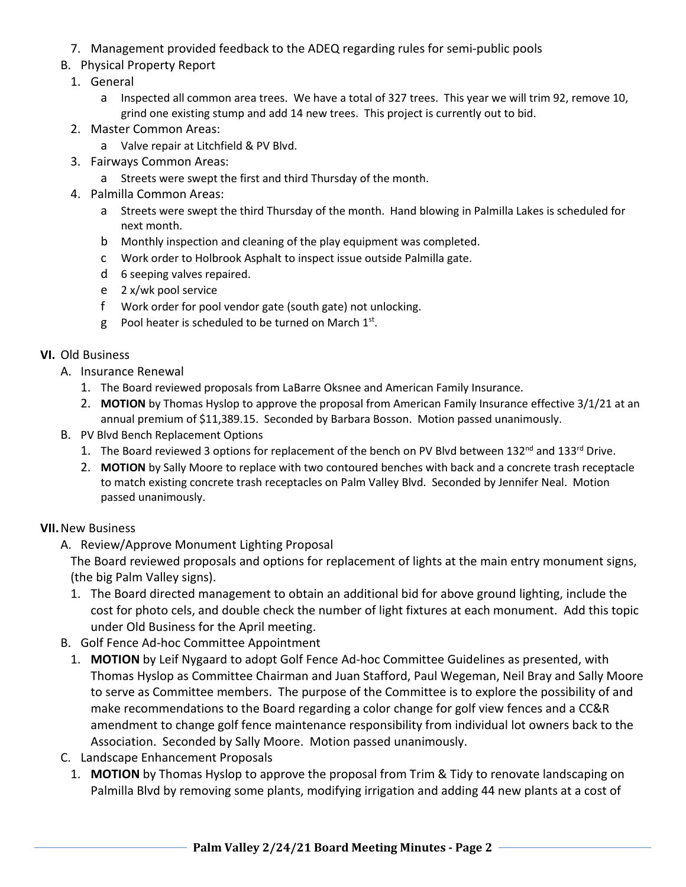7. Management provided feedback to the ADEQ regarding rules for semi-public pools

B. Physical Property Report

1. General
   a. Inspected all common area trees. We have a total of 327 trees. This year we will trim 92, remove 10, grind one existing stump and add 14 new trees. This project is currently out to bid.
2. Master Common Areas:
   a. Valve repair at Litchfield & PV Blvd.
3. Fairways Common Areas:
   a. Streets were swept the first and third Thursday of the month.
4. Palmilla Common Areas:
   a. Streets were swept the third Thursday of the month. Hand blowing in Palmilla Lakes is scheduled for next month.
   b. Monthly inspection and cleaning of the play equipment was completed.
   c. Work order to Holbrook Asphalt to inspect issue outside Palmilla gate.
   d. 6 seeping valves repaired.
   e. 2 x/wk pool service
   f. Work order for pool vendor gate (south gate) not unlocking.
   g. Pool heater is scheduled to be turned on March 1st.

**VI.** Old Business

A. Insurance Renewal

1. The Board reviewed proposals from LaBarre Oksnee and American Family Insurance.
2. **MOTION** by Thomas Hyslop to approve the proposal from American Family Insurance effective 3/1/21 at an annual premium of $11,389.15. Seconded by Barbara Bosson. Motion passed unanimously.

B. PV Blvd Bench Replacement Options

1. The Board reviewed 3 options for replacement of the bench on PV Blvd between 132nd and 133rd Drive.
2. **MOTION** by Sally Moore to replace with two contoured benches with back and a concrete trash receptacle to match existing concrete trash receptacles on Palm Valley Blvd. Seconded by Jennifer Neal. Motion passed unanimously.

**VII.** New Business

A. Review/Approve Monument Lighting Proposal

The Board reviewed proposals and options for replacement of lights at the main entry monument signs, (the big Palm Valley signs).

1. The Board directed management to obtain an additional bid for above ground lighting, include the cost for photo cels, and double check the number of light fixtures at each monument. Add this topic under Old Business for the April meeting.

B. Golf Fence Ad-hoc Committee Appointment

1. **MOTION** by Leif Nygaard to adopt Golf Fence Ad-hoc Committee Guidelines as presented, with Thomas Hyslop as Committee Chairman and Juan Stafford, Paul Wegeman, Neil Bray and Sally Moore to serve as Committee members. The purpose of the Committee is to explore the possibility of and make recommendations to the Board regarding a color change for golf view fences and a CC&R amendment to change golf fence maintenance responsibility from individual lot owners back to the Association. Seconded by Sally Moore. Motion passed unanimously.

C. Landscape Enhancement Proposals

1. **MOTION** by Thomas Hyslop to approve the proposal from Trim & Tidy to renovate landscaping on Palmilla Blvd by removing some plants, modifying irrigation and adding 44 new plants at a cost of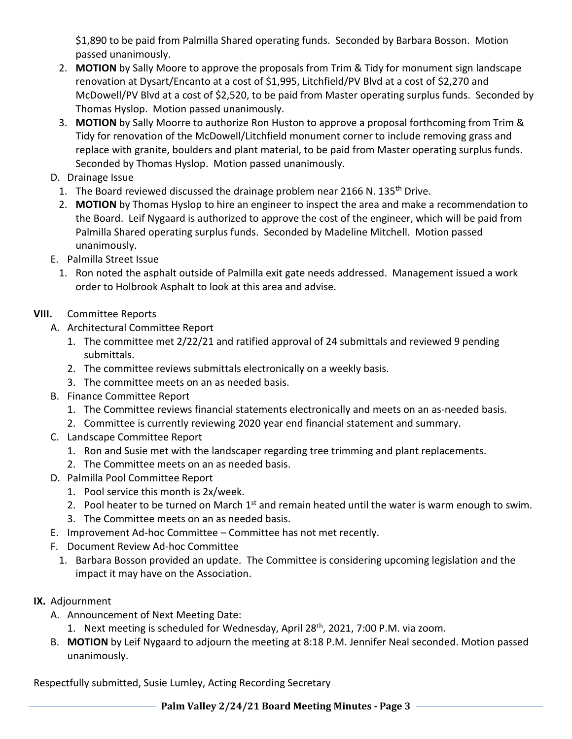$1,890 to be paid from Palmilla Shared operating funds. Seconded by Barbara Bosson. Motion passed unanimously.

2. **MOTION** by Sally Moore to approve the proposals from Trim & Tidy for monument sign landscape renovation at Dysart/Encanto at a cost of $1,995, Litchfield/PV Blvd at a cost of $2,270 and McDowell/PV Blvd at a cost of $2,520, to be paid from Master operating surplus funds. Seconded by Thomas Hyslop. Motion passed unanimously.
3. **MOTION** by Sally Moorre to authorize Ron Huston to approve a proposal forthcoming from Trim & Tidy for renovation of the McDowell/Litchfield monument corner to include removing grass and replace with granite, boulders and plant material, to be paid from Master operating surplus funds. Seconded by Thomas Hyslop. Motion passed unanimously.

D. Drainage Issue

1. The Board reviewed discussed the drainage problem near 2166 N. 135th Drive.
2. **MOTION** by Thomas Hyslop to hire an engineer to inspect the area and make a recommendation to the Board. Leif Nygaard is authorized to approve the cost of the engineer, which will be paid from Palmilla Shared operating surplus funds. Seconded by Madeline Mitchell. Motion passed unanimously.

E. Palmilla Street Issue

1. Ron noted the asphalt outside of Palmilla exit gate needs addressed. Management issued a work order to Holbrook Asphalt to look at this area and advise.

**VIII.** Committee Reports

A. Architectural Committee Report
1. The committee met 2/22/21 and ratified approval of 24 submittals and reviewed 9 pending submittals.
2. The committee reviews submittals electronically on a weekly basis.
3. The committee meets on an as needed basis.

B. Finance Committee Report
1. The Committee reviews financial statements electronically and meets on an as-needed basis.
2. Committee is currently reviewing 2020 year end financial statement and summary.

C. Landscape Committee Report
1. Ron and Susie met with the landscaper regarding tree trimming and plant replacements.
2. The Committee meets on an as needed basis.

D. Palmilla Pool Committee Report
1. Pool service this month is 2x/week.
2. Pool heater to be turned on March 1st and remain heated until the water is warm enough to swim.
3. The Committee meets on an as needed basis.

E. Improvement Ad-hoc Committee – Committee has not met recently.

F. Document Review Ad-hoc Committee
1. Barbara Bosson provided an update. The Committee is considering upcoming legislation and the impact it may have on the Association.

**IX.** Adjournment

A. Announcement of Next Meeting Date:
1. Next meeting is scheduled for Wednesday, April 28th, 2021, 7:00 P.M. via zoom.

B. **MOTION** by Leif Nygaard to adjourn the meeting at 8:18 P.M. Jennifer Neal seconded. Motion passed unanimously.

Respectfully submitted, Susie Lumley, Acting Recording Secretary